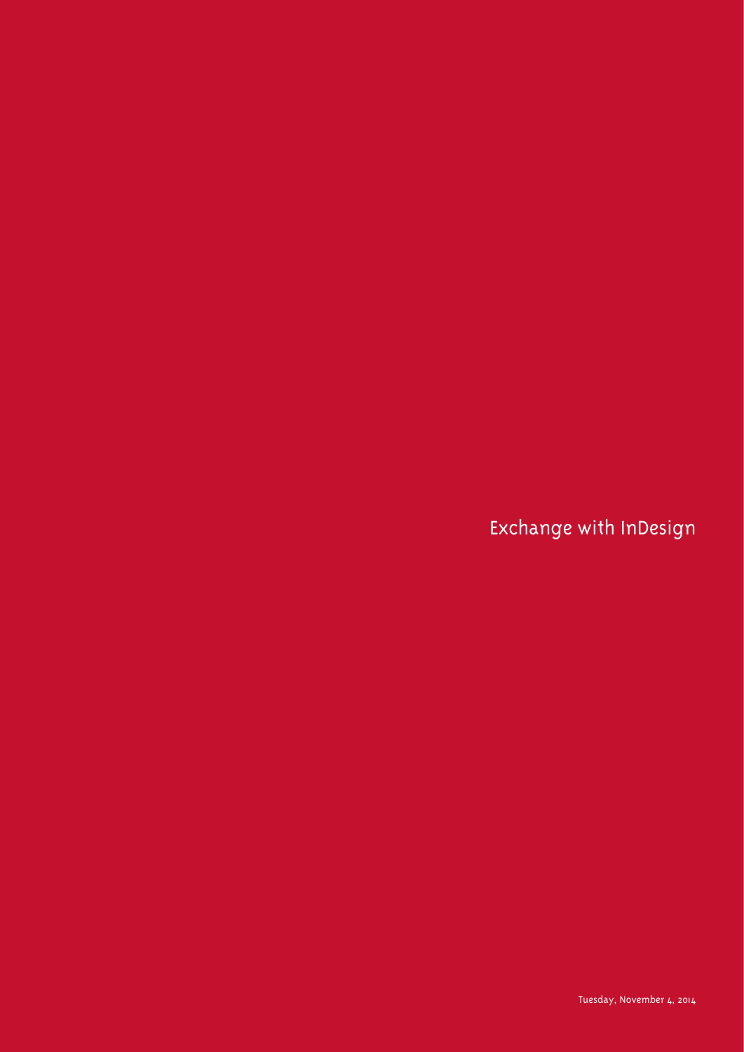# Exchange with InDesign

Tuesday, November 4, 2014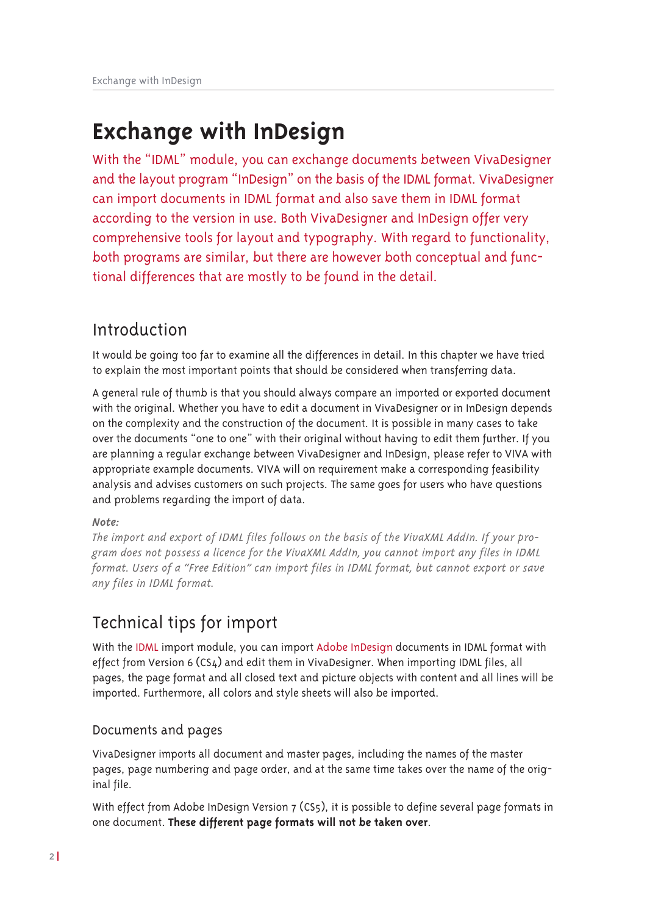# Exchange with InDesign

With the "IDML" module, you can exchange documents between VivaDesigner and the layout program "InDesign" on the basis of the IDML format. VivaDesigner can import documents in IDML format and also save them in IDML format according to the version in use. Both VivaDesigner and InDesign offer very comprehensive tools for layout and typography. With regard to functionality, both programs are similar, but there are however both conceptual and functional differences that are mostly to be found in the detail.

## Introduction

It would be going too far to examine all the differences in detail. In this chapter we have tried to explain the most important points that should be considered when transferring data.

A general rule of thumb is that you should always compare an imported or exported document with the original. Whether you have to edit a document in VivaDesigner or in InDesign depends on the complexity and the construction of the document. It is possible in many cases to take over the documents "one to one" with their original without having to edit them further. If you are planning a regular exchange between VivaDesigner and InDesign, please refer to VIVA with appropriate example documents. VIVA will on requirement make a corresponding feasibility analysis and advises customers on such projects. The same goes for users who have questions and problems regarding the import of data.

***Note:***
*The import and export of IDML files follows on the basis of the VivaXML AddIn. If your program does not possess a licence for the VivaXML AddIn, you cannot import any files in IDML format. Users of a "Free Edition" can import files in IDML format, but cannot export or save any files in IDML format.*

## Technical tips for import

With the IDML import module, you can import Adobe InDesign documents in IDML format with effect from Version 6 (CS4) and edit them in VivaDesigner. When importing IDML files, all pages, the page format and all closed text and picture objects with content and all lines will be imported. Furthermore, all colors and style sheets will also be imported.

### Documents and pages

VivaDesigner imports all document and master pages, including the names of the master pages, page numbering and page order, and at the same time takes over the name of the original file.

With effect from Adobe InDesign Version 7 (CS5), it is possible to define several page formats in one document. **These different page formats will not be taken over**.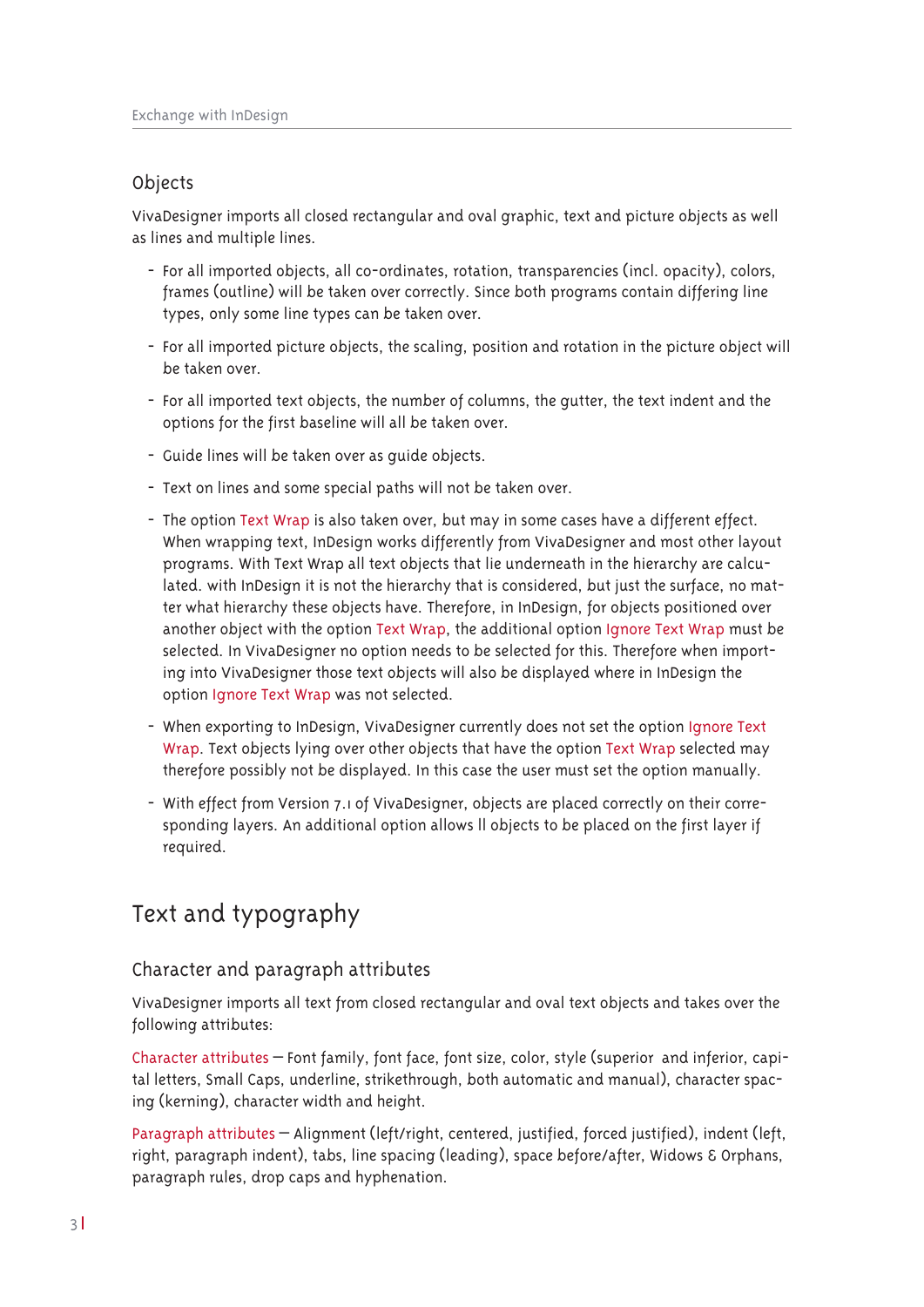## Objects

VivaDesigner imports all closed rectangular and oval graphic, text and picture objects as well as lines and multiple lines.

- For all imported objects, all co-ordinates, rotation, transparencies (incl. opacity), colors, frames (outline) will be taken over correctly. Since both programs contain differing line types, only some line types can be taken over.
- For all imported picture objects, the scaling, position and rotation in the picture object will be taken over.
- For all imported text objects, the number of columns, the gutter, the text indent and the options for the first baseline will all be taken over.
- Guide lines will be taken over as guide objects.
- Text on lines and some special paths will not be taken over.
- The option Text Wrap is also taken over, but may in some cases have a different effect. When wrapping text, InDesign works differently from VivaDesigner and most other layout programs. With Text Wrap all text objects that lie underneath in the hierarchy are calculated. with InDesign it is not the hierarchy that is considered, but just the surface, no matter what hierarchy these objects have. Therefore, in InDesign, for objects positioned over another object with the option Text Wrap, the additional option Ignore Text Wrap must be selected. In VivaDesigner no option needs to be selected for this. Therefore when importing into VivaDesigner those text objects will also be displayed where in InDesign the option Ignore Text Wrap was not selected.
- When exporting to InDesign, VivaDesigner currently does not set the option Ignore Text Wrap. Text objects lying over other objects that have the option Text Wrap selected may therefore possibly not be displayed. In this case the user must set the option manually.
- With effect from Version 7.1 of VivaDesigner, objects are placed correctly on their corresponding layers. An additional option allows ll objects to be placed on the first layer if required.

# Text and typography

## Character and paragraph attributes

VivaDesigner imports all text from closed rectangular and oval text objects and takes over the following attributes:

Character attributes – Font family, font face, font size, color, style (superior and inferior, capital letters, Small Caps, underline, strikethrough, both automatic and manual), character spacing (kerning), character width and height.

Paragraph attributes – Alignment (left/right, centered, justified, forced justified), indent (left, right, paragraph indent), tabs, line spacing (leading), space before/after, Widows & Orphans, paragraph rules, drop caps and hyphenation.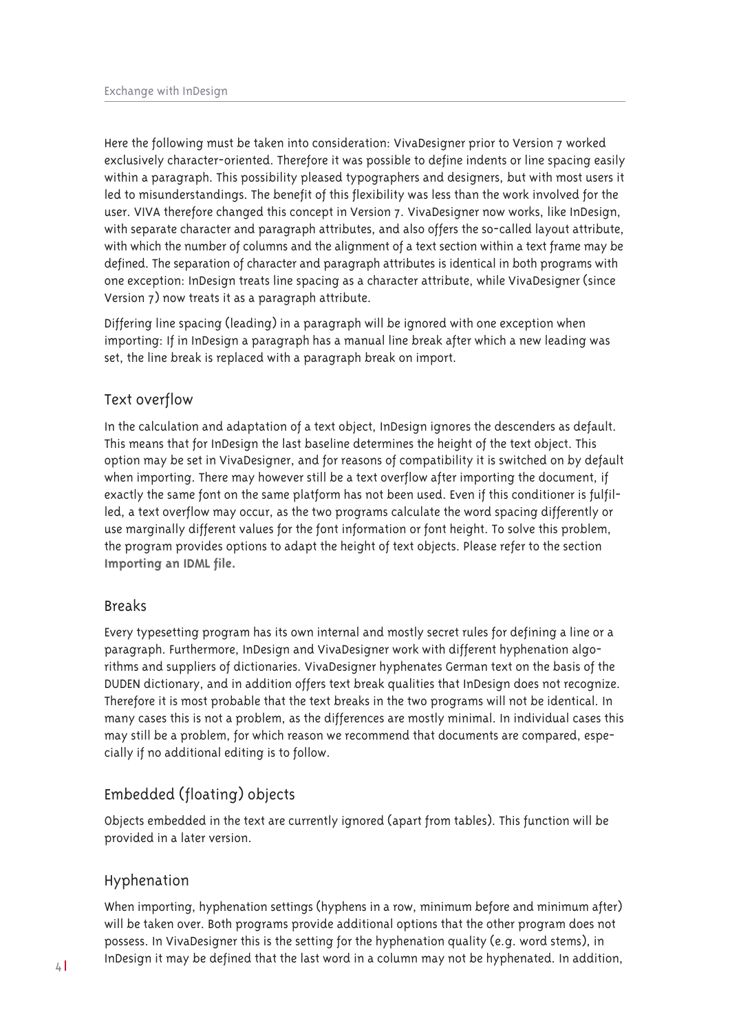Here the following must be taken into consideration: VivaDesigner prior to Version 7 worked exclusively character-oriented. Therefore it was possible to define indents or line spacing easily within a paragraph. This possibility pleased typographers and designers, but with most users it led to misunderstandings. The benefit of this flexibility was less than the work involved for the user. VIVA therefore changed this concept in Version 7. VivaDesigner now works, like InDesign, with separate character and paragraph attributes, and also offers the so-called layout attribute, with which the number of columns and the alignment of a text section within a text frame may be defined. The separation of character and paragraph attributes is identical in both programs with one exception: InDesign treats line spacing as a character attribute, while VivaDesigner (since Version 7) now treats it as a paragraph attribute.

Differing line spacing (leading) in a paragraph will be ignored with one exception when importing: If in InDesign a paragraph has a manual line break after which a new leading was set, the line break is replaced with a paragraph break on import.

## Text overflow

In the calculation and adaptation of a text object, InDesign ignores the descenders as default. This means that for InDesign the last baseline determines the height of the text object. This option may be set in VivaDesigner, and for reasons of compatibility it is switched on by default when importing. There may however still be a text overflow after importing the document, if exactly the same font on the same platform has not been used. Even if this conditioner is fulfilled, a text overflow may occur, as the two programs calculate the word spacing differently or use marginally different values for the font information or font height. To solve this problem, the program provides options to adapt the height of text objects. Please refer to the section **Importing an IDML file.**

## Breaks

Every typesetting program has its own internal and mostly secret rules for defining a line or a paragraph. Furthermore, InDesign and VivaDesigner work with different hyphenation algorithms and suppliers of dictionaries. VivaDesigner hyphenates German text on the basis of the DUDEN dictionary, and in addition offers text break qualities that InDesign does not recognize. Therefore it is most probable that the text breaks in the two programs will not be identical. In many cases this is not a problem, as the differences are mostly minimal. In individual cases this may still be a problem, for which reason we recommend that documents are compared, especially if no additional editing is to follow.

## Embedded (floating) objects

Objects embedded in the text are currently ignored (apart from tables). This function will be provided in a later version.

## Hyphenation

When importing, hyphenation settings (hyphens in a row, minimum before and minimum after) will be taken over. Both programs provide additional options that the other program does not possess. In VivaDesigner this is the setting for the hyphenation quality (e.g. word stems), in InDesign it may be defined that the last word in a column may not be hyphenated. In addition,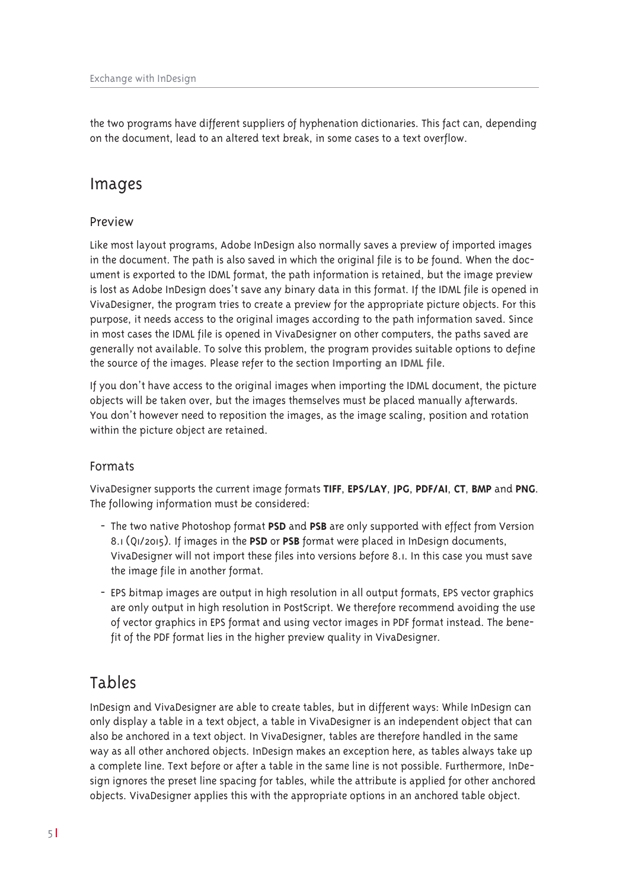the two programs have different suppliers of hyphenation dictionaries. This fact can, depending on the document, lead to an altered text break, in some cases to a text overflow.

## Images

### Preview

Like most layout programs, Adobe InDesign also normally saves a preview of imported images in the document. The path is also saved in which the original file is to be found. When the document is exported to the IDML format, the path information is retained, but the image preview is lost as Adobe InDesign does't save any binary data in this format. If the IDML file is opened in VivaDesigner, the program tries to create a preview for the appropriate picture objects. For this purpose, it needs access to the original images according to the path information saved. Since in most cases the IDML file is opened in VivaDesigner on other computers, the paths saved are generally not available. To solve this problem, the program provides suitable options to define the source of the images. Please refer to the section **Importing an IDML file**.

If you don't have access to the original images when importing the IDML document, the picture objects will be taken over, but the images themselves must be placed manually afterwards. You don't however need to reposition the images, as the image scaling, position and rotation within the picture object are retained.

### Formats

VivaDesigner supports the current image formats **TIFF**, **EPS/LAY**, **JPG**, **PDF/AI**, **CT**, **BMP** and **PNG**. The following information must be considered:

- The two native Photoshop format **PSD** and **PSB** are only supported with effect from Version 8.1 (Q1/2015). If images in the **PSD** or **PSB** format were placed in InDesign documents, VivaDesigner will not import these files into versions before 8.1. In this case you must save the image file in another format.
- EPS bitmap images are output in high resolution in all output formats, EPS vector graphics are only output in high resolution in PostScript. We therefore recommend avoiding the use of vector graphics in EPS format and using vector images in PDF format instead. The benefit of the PDF format lies in the higher preview quality in VivaDesigner.

## Tables

InDesign and VivaDesigner are able to create tables, but in different ways: While InDesign can only display a table in a text object, a table in VivaDesigner is an independent object that can also be anchored in a text object. In VivaDesigner, tables are therefore handled in the same way as all other anchored objects. InDesign makes an exception here, as tables always take up a complete line. Text before or after a table in the same line is not possible. Furthermore, InDesign ignores the preset line spacing for tables, while the attribute is applied for other anchored objects. VivaDesigner applies this with the appropriate options in an anchored table object.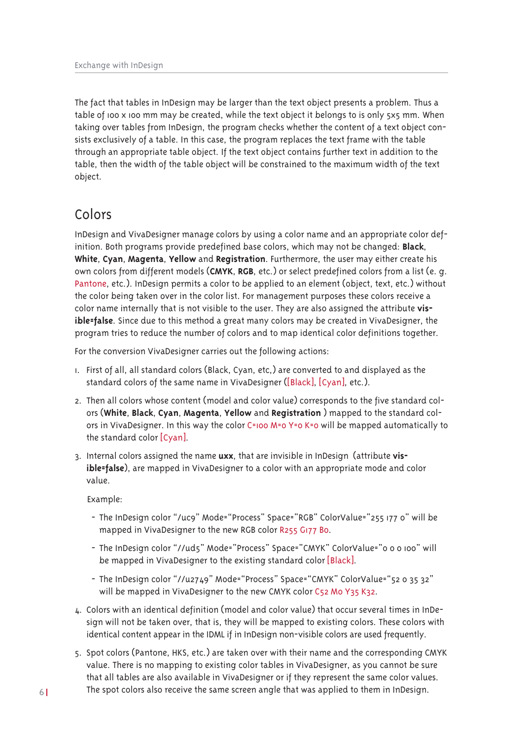The fact that tables in InDesign may be larger than the text object presents a problem. Thus a table of 100 x 100 mm may be created, while the text object it belongs to is only 5x5 mm. When taking over tables from InDesign, the program checks whether the content of a text object consists exclusively of a table. In this case, the program replaces the text frame with the table through an appropriate table object. If the text object contains further text in addition to the table, then the width of the table object will be constrained to the maximum width of the text object.

## Colors

InDesign and VivaDesigner manage colors by using a color name and an appropriate color definition. Both programs provide predefined base colors, which may not be changed: **Black**, **White**, **Cyan**, **Magenta**, **Yellow** and **Registration**. Furthermore, the user may either create his own colors from different models (**CMYK**, **RGB**, etc.) or select predefined colors from a list (e. g. Pantone, etc.). InDesign permits a color to be applied to an element (object, text, etc.) without the color being taken over in the color list. For management purposes these colors receive a color name internally that is not visible to the user. They are also assigned the attribute **visible=false**. Since due to this method a great many colors may be created in VivaDesigner, the program tries to reduce the number of colors and to map identical color definitions together.

For the conversion VivaDesigner carries out the following actions:

1. First of all, all standard colors (Black, Cyan, etc,) are converted to and displayed as the standard colors of the same name in VivaDesigner ([Black], [Cyan], etc.).
2. Then all colors whose content (model and color value) corresponds to the five standard colors (**White**, **Black**, **Cyan**, **Magenta**, **Yellow** and **Registration** ) mapped to the standard colors in VivaDesigner. In this way the color C=100 M=0 Y=0 K=0 will be mapped automatically to the standard color [Cyan].
3. Internal colors assigned the name **uxx**, that are invisible in InDesign (attribute **visible=false**), are mapped in VivaDesigner to a color with an appropriate mode and color value.

   Example:

   - The InDesign color "/uc9" Mode="Process" Space="RGB" ColorValue="255 177 0" will be mapped in VivaDesigner to the new RGB color R255 G177 B0.
   - The InDesign color "//ud5" Mode="Process" Space="CMYK" ColorValue="0 0 0 100" will be mapped in VivaDesigner to the existing standard color [Black].
   - The InDesign color "//u2749" Mode="Process" Space="CMYK" ColorValue="52 0 35 32" will be mapped in VivaDesigner to the new CMYK color C52 M0 Y35 K32.
4. Colors with an identical definition (model and color value) that occur several times in InDesign will not be taken over, that is, they will be mapped to existing colors. These colors with identical content appear in the IDML if in InDesign non-visible colors are used frequently.
5. Spot colors (Pantone, HKS, etc.) are taken over with their name and the corresponding CMYK value. There is no mapping to existing color tables in VivaDesigner, as you cannot be sure that all tables are also available in VivaDesigner or if they represent the same color values. The spot colors also receive the same screen angle that was applied to them in InDesign.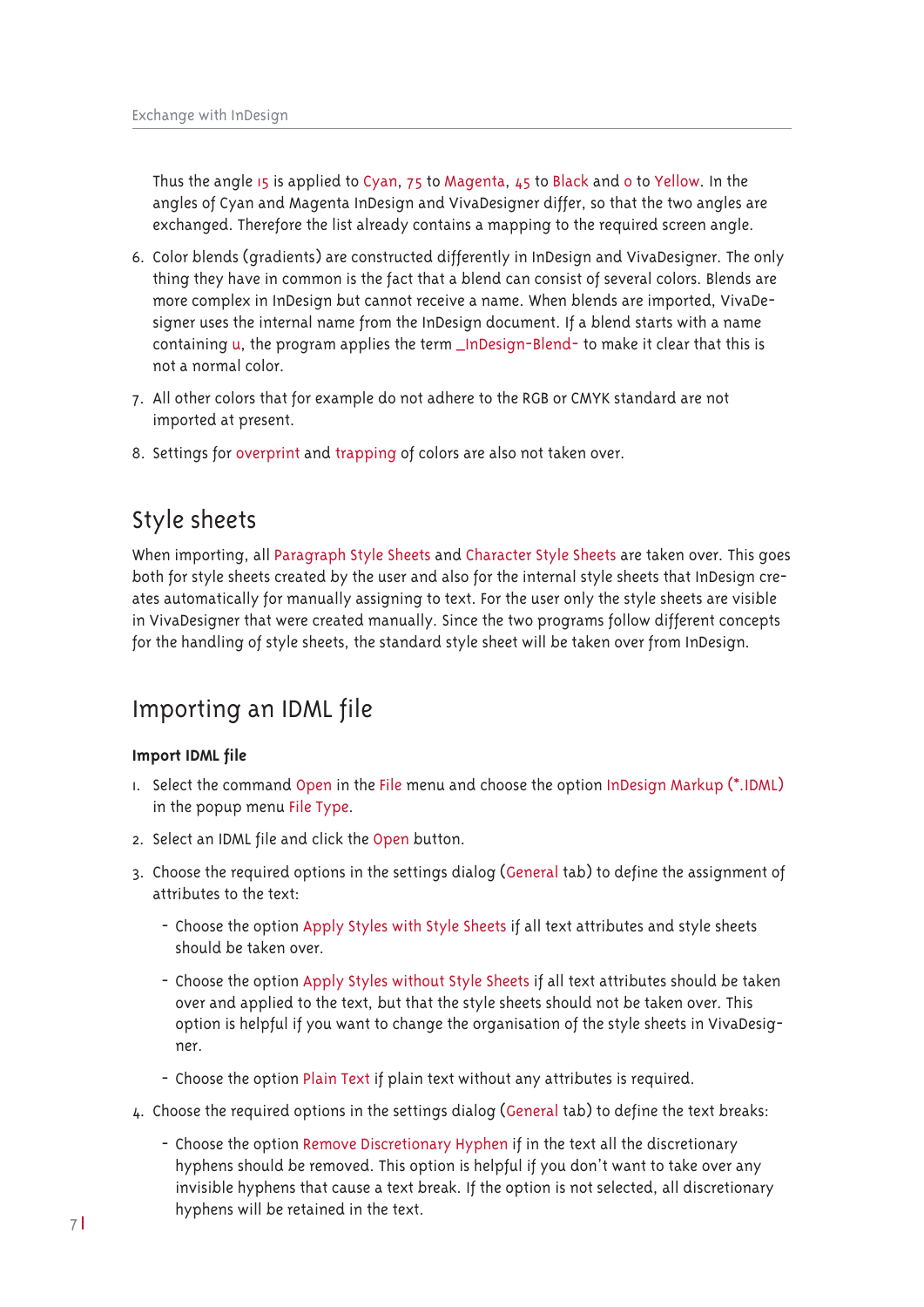Thus the angle 15 is applied to Cyan, 75 to Magenta, 45 to Black and 0 to Yellow. In the angles of Cyan and Magenta InDesign and VivaDesigner differ, so that the two angles are exchanged. Therefore the list already contains a mapping to the required screen angle.

6. Color blends (gradients) are constructed differently in InDesign and VivaDesigner. The only thing they have in common is the fact that a blend can consist of several colors. Blends are more complex in InDesign but cannot receive a name. When blends are imported, VivaDesigner uses the internal name from the InDesign document. If a blend starts with a name containing u, the program applies the term _InDesign-Blend- to make it clear that this is not a normal color.
7. All other colors that for example do not adhere to the RGB or CMYK standard are not imported at present.
8. Settings for overprint and trapping of colors are also not taken over.

## Style sheets

When importing, all Paragraph Style Sheets and Character Style Sheets are taken over. This goes both for style sheets created by the user and also for the internal style sheets that InDesign creates automatically for manually assigning to text. For the user only the style sheets are visible in VivaDesigner that were created manually. Since the two programs follow different concepts for the handling of style sheets, the standard style sheet will be taken over from InDesign.

## Importing an IDML file

**Import IDML file**

1. Select the command Open in the File menu and choose the option InDesign Markup (*.IDML) in the popup menu File Type.
2. Select an IDML file and click the Open button.
3. Choose the required options in the settings dialog (General tab) to define the assignment of attributes to the text:
   - Choose the option Apply Styles with Style Sheets if all text attributes and style sheets should be taken over.
   - Choose the option Apply Styles without Style Sheets if all text attributes should be taken over and applied to the text, but that the style sheets should not be taken over. This option is helpful if you want to change the organisation of the style sheets in VivaDesigner.
   - Choose the option Plain Text if plain text without any attributes is required.
4. Choose the required options in the settings dialog (General tab) to define the text breaks:
   - Choose the option Remove Discretionary Hyphen if in the text all the discretionary hyphens should be removed. This option is helpful if you don't want to take over any invisible hyphens that cause a text break. If the option is not selected, all discretionary hyphens will be retained in the text.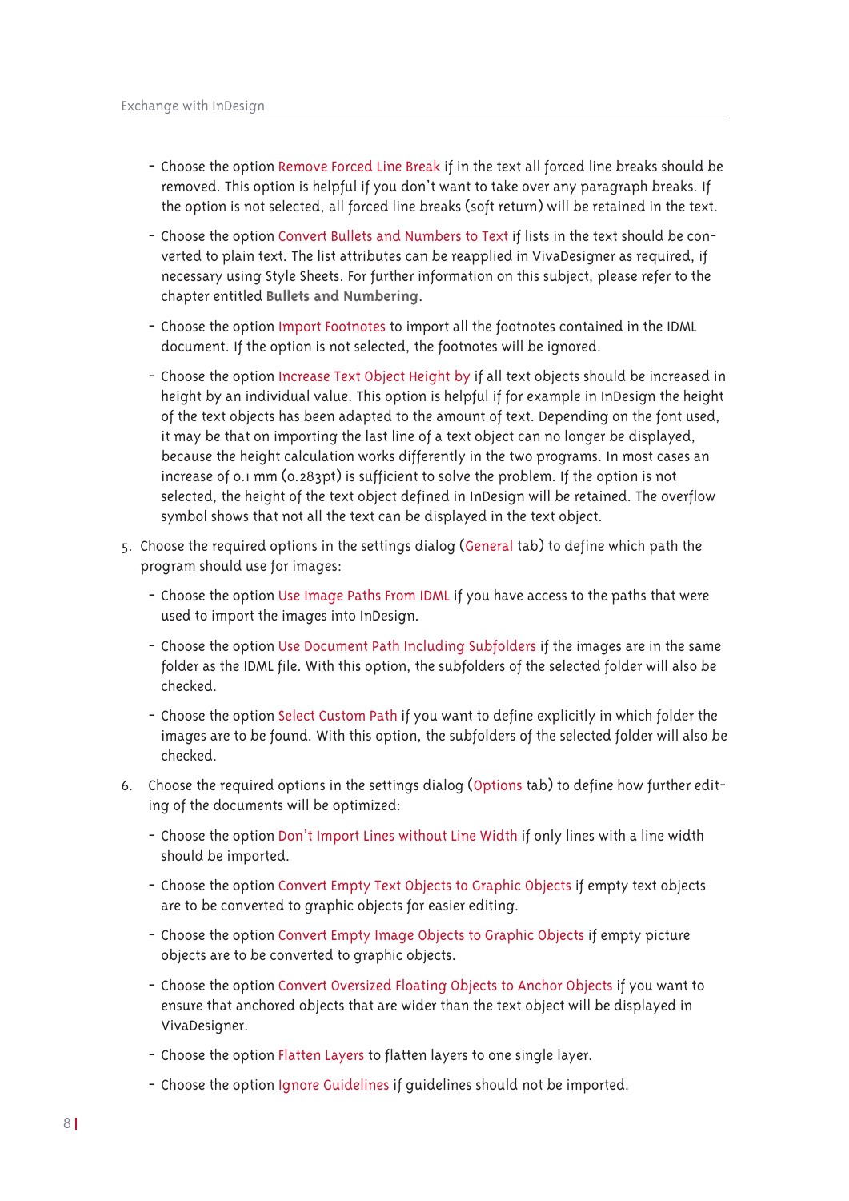- Choose the option Remove Forced Line Break if in the text all forced line breaks should be removed. This option is helpful if you don't want to take over any paragraph breaks. If the option is not selected, all forced line breaks (soft return) will be retained in the text.
- Choose the option Convert Bullets and Numbers to Text if lists in the text should be converted to plain text. The list attributes can be reapplied in VivaDesigner as required, if necessary using Style Sheets. For further information on this subject, please refer to the chapter entitled **Bullets and Numbering**.
- Choose the option Import Footnotes to import all the footnotes contained in the IDML document. If the option is not selected, the footnotes will be ignored.
- Choose the option Increase Text Object Height by if all text objects should be increased in height by an individual value. This option is helpful if for example in InDesign the height of the text objects has been adapted to the amount of text. Depending on the font used, it may be that on importing the last line of a text object can no longer be displayed, because the height calculation works differently in the two programs. In most cases an increase of 0.1 mm (0.283pt) is sufficient to solve the problem. If the option is not selected, the height of the text object defined in InDesign will be retained. The overflow symbol shows that not all the text can be displayed in the text object.

5. Choose the required options in the settings dialog (General tab) to define which path the program should use for images:
   - Choose the option Use Image Paths From IDML if you have access to the paths that were used to import the images into InDesign.
   - Choose the option Use Document Path Including Subfolders if the images are in the same folder as the IDML file. With this option, the subfolders of the selected folder will also be checked.
   - Choose the option Select Custom Path if you want to define explicitly in which folder the images are to be found. With this option, the subfolders of the selected folder will also be checked.
6. Choose the required options in the settings dialog (Options tab) to define how further editing of the documents will be optimized:
   - Choose the option Don't Import Lines without Line Width if only lines with a line width should be imported.
   - Choose the option Convert Empty Text Objects to Graphic Objects if empty text objects are to be converted to graphic objects for easier editing.
   - Choose the option Convert Empty Image Objects to Graphic Objects if empty picture objects are to be converted to graphic objects.
   - Choose the option Convert Oversized Floating Objects to Anchor Objects if you want to ensure that anchored objects that are wider than the text object will be displayed in VivaDesigner.
   - Choose the option Flatten Layers to flatten layers to one single layer.
   - Choose the option Ignore Guidelines if guidelines should not be imported.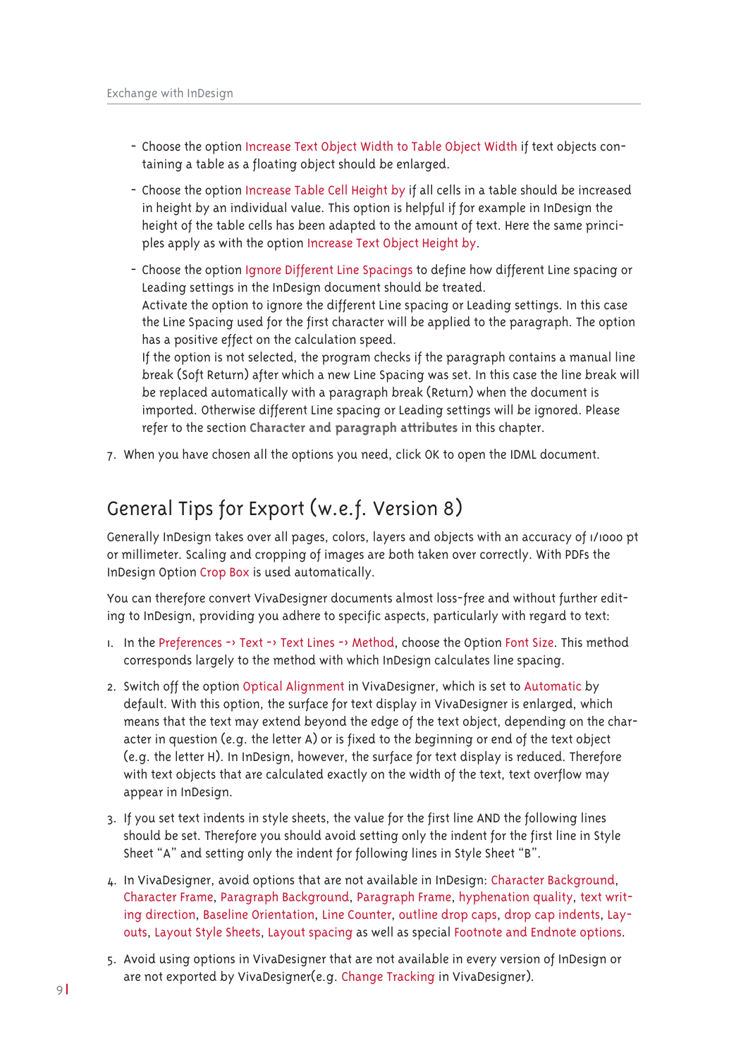- Choose the option Increase Text Object Width to Table Object Width if text objects containing a table as a floating object should be enlarged.
- Choose the option Increase Table Cell Height by if all cells in a table should be increased in height by an individual value. This option is helpful if for example in InDesign the height of the table cells has been adapted to the amount of text. Here the same principles apply as with the option Increase Text Object Height by.
- Choose the option Ignore Different Line Spacings to define how different Line spacing or Leading settings in the InDesign document should be treated.
  Activate the option to ignore the different Line spacing or Leading settings. In this case the Line Spacing used for the first character will be applied to the paragraph. The option has a positive effect on the calculation speed.
  If the option is not selected, the program checks if the paragraph contains a manual line break (Soft Return) after which a new Line Spacing was set. In this case the line break will be replaced automatically with a paragraph break (Return) when the document is imported. Otherwise different Line spacing or Leading settings will be ignored. Please refer to the section **Character and paragraph attributes** in this chapter.

7. When you have chosen all the options you need, click OK to open the IDML document.

## General Tips for Export (w.e.f. Version 8)

Generally InDesign takes over all pages, colors, layers and objects with an accuracy of 1/1000 pt or millimeter. Scaling and cropping of images are both taken over correctly. With PDFs the InDesign Option Crop Box is used automatically.

You can therefore convert VivaDesigner documents almost loss-free and without further editing to InDesign, providing you adhere to specific aspects, particularly with regard to text:

1. In the Preferences -> Text -> Text Lines -> Method, choose the Option Font Size. This method corresponds largely to the method with which InDesign calculates line spacing.
2. Switch off the option Optical Alignment in VivaDesigner, which is set to Automatic by default. With this option, the surface for text display in VivaDesigner is enlarged, which means that the text may extend beyond the edge of the text object, depending on the character in question (e.g. the letter A) or is fixed to the beginning or end of the text object (e.g. the letter H). In InDesign, however, the surface for text display is reduced. Therefore with text objects that are calculated exactly on the width of the text, text overflow may appear in InDesign.
3. If you set text indents in style sheets, the value for the first line AND the following lines should be set. Therefore you should avoid setting only the indent for the first line in Style Sheet "A" and setting only the indent for following lines in Style Sheet "B".
4. In VivaDesigner, avoid options that are not available in InDesign: Character Background, Character Frame, Paragraph Background, Paragraph Frame, hyphenation quality, text writing direction, Baseline Orientation, Line Counter, outline drop caps, drop cap indents, Layouts, Layout Style Sheets, Layout spacing as well as special Footnote and Endnote options.
5. Avoid using options in VivaDesigner that are not available in every version of InDesign or are not exported by VivaDesigner(e.g. Change Tracking in VivaDesigner).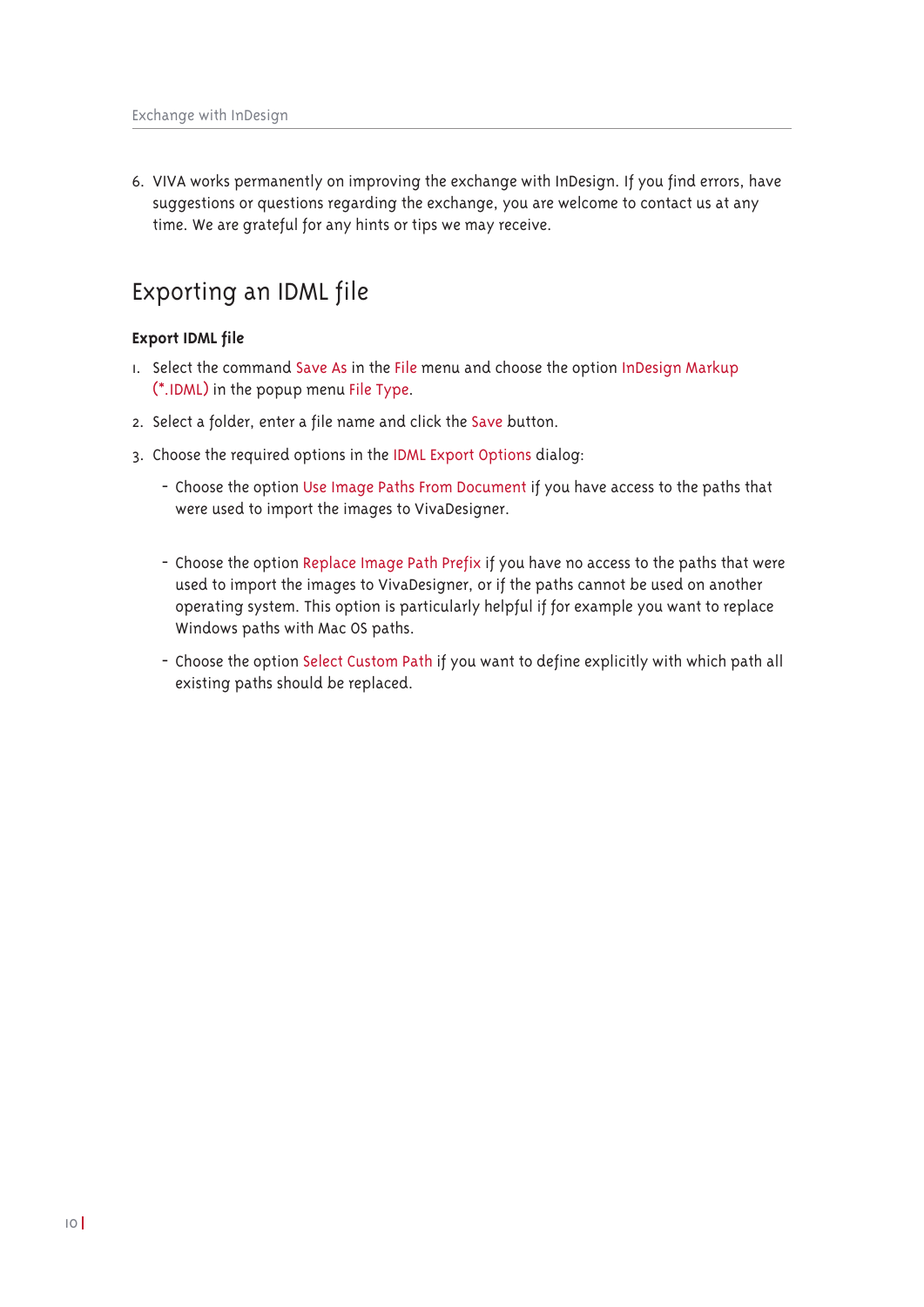6. VIVA works permanently on improving the exchange with InDesign. If you find errors, have suggestions or questions regarding the exchange, you are welcome to contact us at any time. We are grateful for any hints or tips we may receive.

## Exporting an IDML file

**Export IDML file**

1. Select the command Save As in the File menu and choose the option InDesign Markup (*.IDML) in the popup menu File Type.
2. Select a folder, enter a file name and click the Save button.
3. Choose the required options in the IDML Export Options dialog:
   - Choose the option Use Image Paths From Document if you have access to the paths that were used to import the images to VivaDesigner.
   - Choose the option Replace Image Path Prefix if you have no access to the paths that were used to import the images to VivaDesigner, or if the paths cannot be used on another operating system. This option is particularly helpful if for example you want to replace Windows paths with Mac OS paths.
   - Choose the option Select Custom Path if you want to define explicitly with which path all existing paths should be replaced.